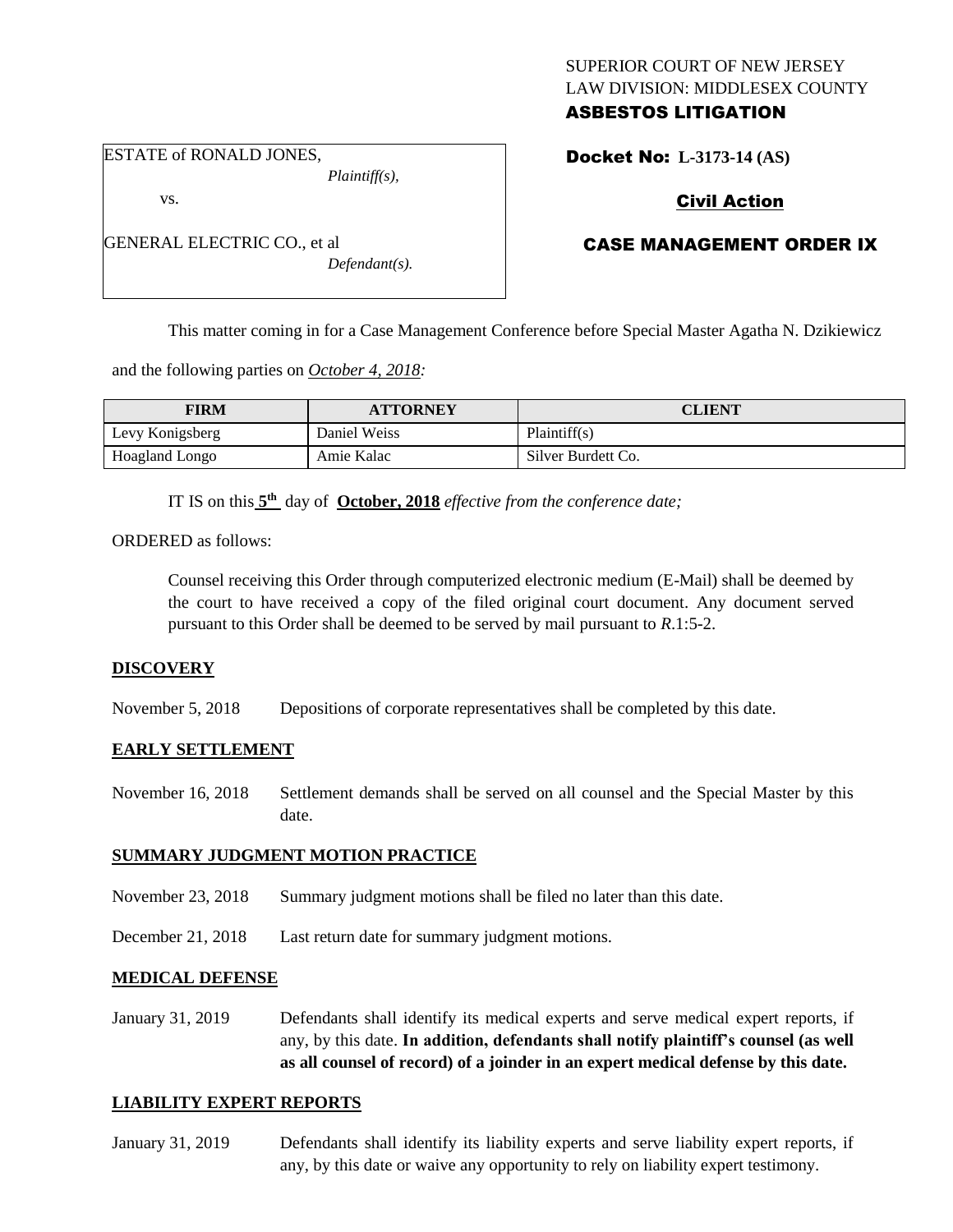SUPERIOR COURT OF NEW JERSEY
LAW DIVISION: MIDDLESEX COUNTY

**ASBESTOS LITIGATION**

ESTATE of RONALD JONES,
*Plaintiff(s),*

vs.

GENERAL ELECTRIC CO., et al
*Defendant(s).*

**Docket No: L-3173-14 (AS)**

**Civil Action**

**CASE MANAGEMENT ORDER IX**

This matter coming in for a Case Management Conference before Special Master Agatha N. Dzikiewicz and the following parties on *October 4, 2018:*

| FIRM | ATTORNEY | CLIENT |
|---|---|---|
| Levy Konigsberg | Daniel Weiss | Plaintiff(s) |
| Hoagland Longo | Amie Kalac | Silver Burdett Co. |

IT IS on this **5th** day of **October, 2018** *effective from the conference date;*

ORDERED as follows:

Counsel receiving this Order through computerized electronic medium (E-Mail) shall be deemed by the court to have received a copy of the filed original court document. Any document served pursuant to this Order shall be deemed to be served by mail pursuant to *R*.1:5-2.

**DISCOVERY**

November 5, 2018 Depositions of corporate representatives shall be completed by this date.

**EARLY SETTLEMENT**

November 16, 2018 Settlement demands shall be served on all counsel and the Special Master by this date.

**SUMMARY JUDGMENT MOTION PRACTICE**

November 23, 2018 Summary judgment motions shall be filed no later than this date.

December 21, 2018 Last return date for summary judgment motions.

**MEDICAL DEFENSE**

January 31, 2019 Defendants shall identify its medical experts and serve medical expert reports, if any, by this date. **In addition, defendants shall notify plaintiff's counsel (as well as all counsel of record) of a joinder in an expert medical defense by this date.**

**LIABILITY EXPERT REPORTS**

January 31, 2019 Defendants shall identify its liability experts and serve liability expert reports, if any, by this date or waive any opportunity to rely on liability expert testimony.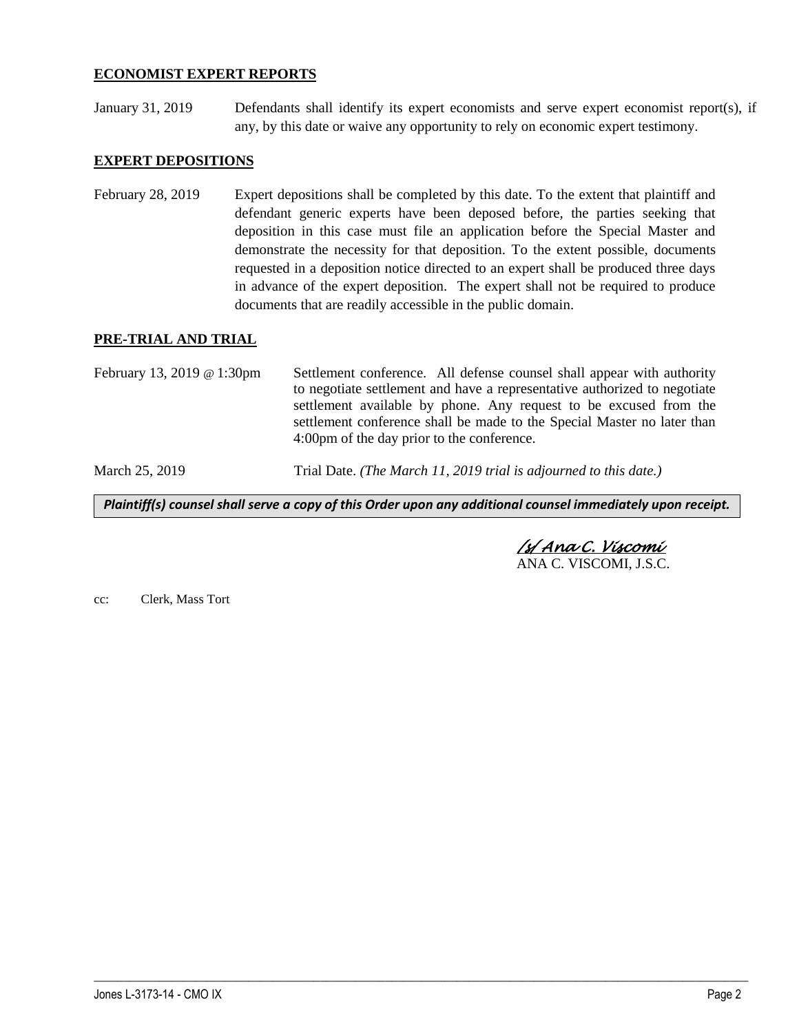**ECONOMIST EXPERT REPORTS**

| | |
|---|---|
| January 31, 2019 | Defendants shall identify its expert economists and serve expert economist report(s), if any, by this date or waive any opportunity to rely on economic expert testimony. |

**EXPERT DEPOSITIONS**

| | |
|---|---|
| February 28, 2019 | Expert depositions shall be completed by this date. To the extent that plaintiff and defendant generic experts have been deposed before, the parties seeking that deposition in this case must file an application before the Special Master and demonstrate the necessity for that deposition. To the extent possible, documents requested in a deposition notice directed to an expert shall be produced three days in advance of the expert deposition. The expert shall not be required to produce documents that are readily accessible in the public domain. |

**PRE-TRIAL AND TRIAL**

| | |
|---|---|
| February 13, 2019 @ 1:30pm | Settlement conference. All defense counsel shall appear with authority to negotiate settlement and have a representative authorized to negotiate settlement available by phone. Any request to be excused from the settlement conference shall be made to the Special Master no later than 4:00pm of the day prior to the conference. |
| March 25, 2019 | Trial Date. *(The March 11, 2019 trial is adjourned to this date.)* |

***Plaintiff(s) counsel shall serve a copy of this Order upon any additional counsel immediately upon receipt.***

/s/ Ana C. Viscomi
ANA C. VISCOMI, J.S.C.

cc: Clerk, Mass Tort

Jones L-3173-14 - CMO IX